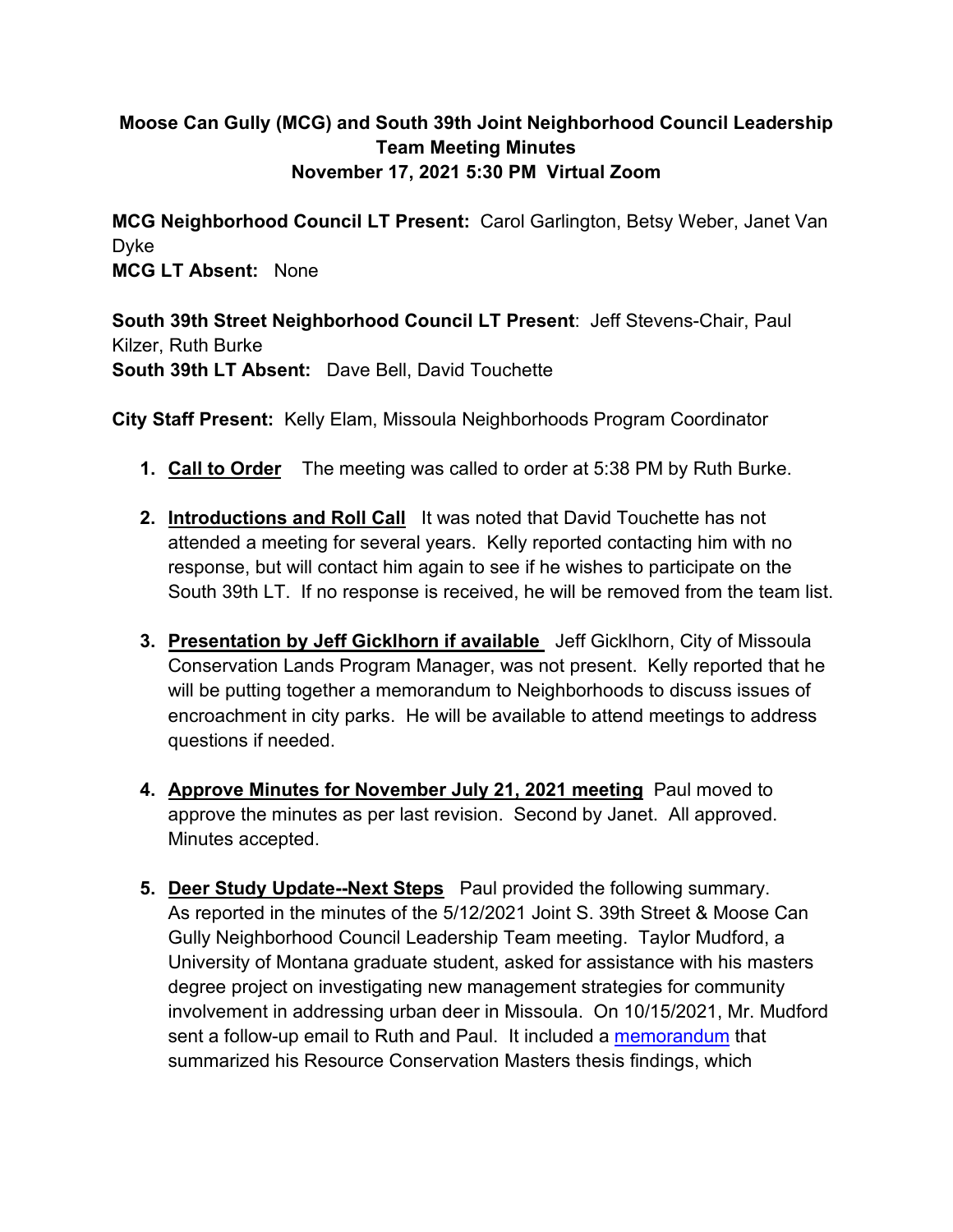**Moose Can Gully (MCG) and South 39th Joint Neighborhood Council Leadership Team Meeting Minutes**
**November 17, 2021 5:30 PM Virtual Zoom**

**MCG Neighborhood Council LT Present:** Carol Garlington, Betsy Weber, Janet Van Dyke
**MCG LT Absent:** None

**South 39th Street Neighborhood Council LT Present**: Jeff Stevens-Chair, Paul Kilzer, Ruth Burke
**South 39th LT Absent:** Dave Bell, David Touchette

**City Staff Present:** Kelly Elam, Missoula Neighborhoods Program Coordinator

1. **Call to Order** The meeting was called to order at 5:38 PM by Ruth Burke.

2. **Introductions and Roll Call** It was noted that David Touchette has not attended a meeting for several years. Kelly reported contacting him with no response, but will contact him again to see if he wishes to participate on the South 39th LT. If no response is received, he will be removed from the team list.

3. **Presentation by Jeff Gicklhorn if available** Jeff Gicklhorn, City of Missoula Conservation Lands Program Manager, was not present. Kelly reported that he will be putting together a memorandum to Neighborhoods to discuss issues of encroachment in city parks. He will be available to attend meetings to address questions if needed.

4. **Approve Minutes for November July 21, 2021 meeting** Paul moved to approve the minutes as per last revision. Second by Janet. All approved. Minutes accepted.

5. **Deer Study Update--Next Steps** Paul provided the following summary. As reported in the minutes of the 5/12/2021 Joint S. 39th Street & Moose Can Gully Neighborhood Council Leadership Team meeting. Taylor Mudford, a University of Montana graduate student, asked for assistance with his masters degree project on investigating new management strategies for community involvement in addressing urban deer in Missoula. On 10/15/2021, Mr. Mudford sent a follow-up email to Ruth and Paul. It included a memorandum that summarized his Resource Conservation Masters thesis findings, which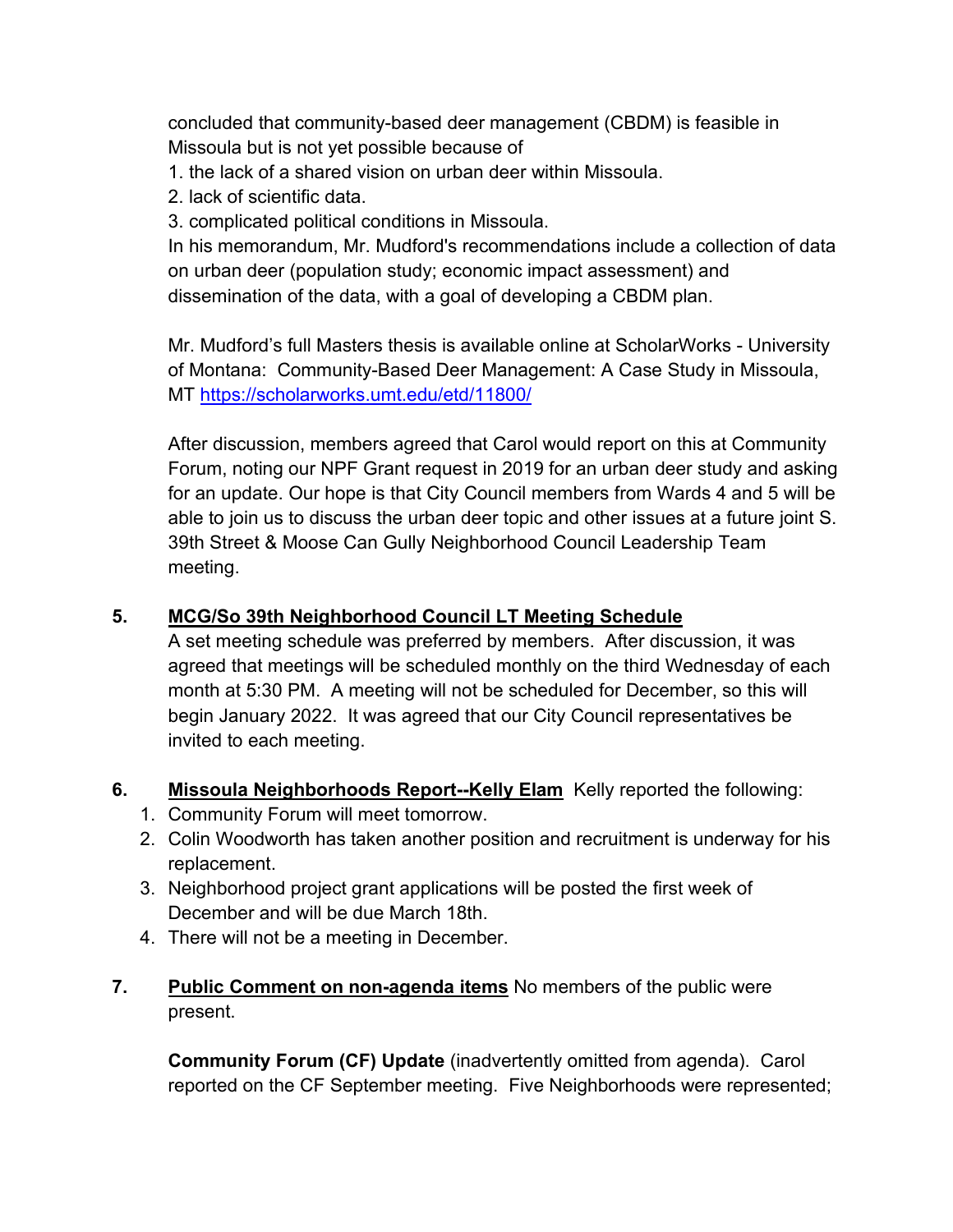concluded that community-based deer management (CBDM) is feasible in Missoula but is not yet possible because of

1. the lack of a shared vision on urban deer within Missoula.
2. lack of scientific data.
3. complicated political conditions in Missoula.

In his memorandum, Mr. Mudford's recommendations include a collection of data on urban deer (population study; economic impact assessment) and dissemination of the data, with a goal of developing a CBDM plan.

Mr. Mudford's full Masters thesis is available online at ScholarWorks - University of Montana: Community-Based Deer Management: A Case Study in Missoula, MT https://scholarworks.umt.edu/etd/11800/

After discussion, members agreed that Carol would report on this at Community Forum, noting our NPF Grant request in 2019 for an urban deer study and asking for an update. Our hope is that City Council members from Wards 4 and 5 will be able to join us to discuss the urban deer topic and other issues at a future joint S. 39th Street & Moose Can Gully Neighborhood Council Leadership Team meeting.

**5. <u>MCG/So 39th Neighborhood Council LT Meeting Schedule</u>**

A set meeting schedule was preferred by members. After discussion, it was agreed that meetings will be scheduled monthly on the third Wednesday of each month at 5:30 PM. A meeting will not be scheduled for December, so this will begin January 2022. It was agreed that our City Council representatives be invited to each meeting.

**6. <u>Missoula Neighborhoods Report--Kelly Elam</u>** Kelly reported the following:

1. Community Forum will meet tomorrow.
2. Colin Woodworth has taken another position and recruitment is underway for his replacement.
3. Neighborhood project grant applications will be posted the first week of December and will be due March 18th.
4. There will not be a meeting in December.

**7. <u>Public Comment on non-agenda items</u>** No members of the public were present.

**Community Forum (CF) Update** (inadvertently omitted from agenda). Carol reported on the CF September meeting. Five Neighborhoods were represented;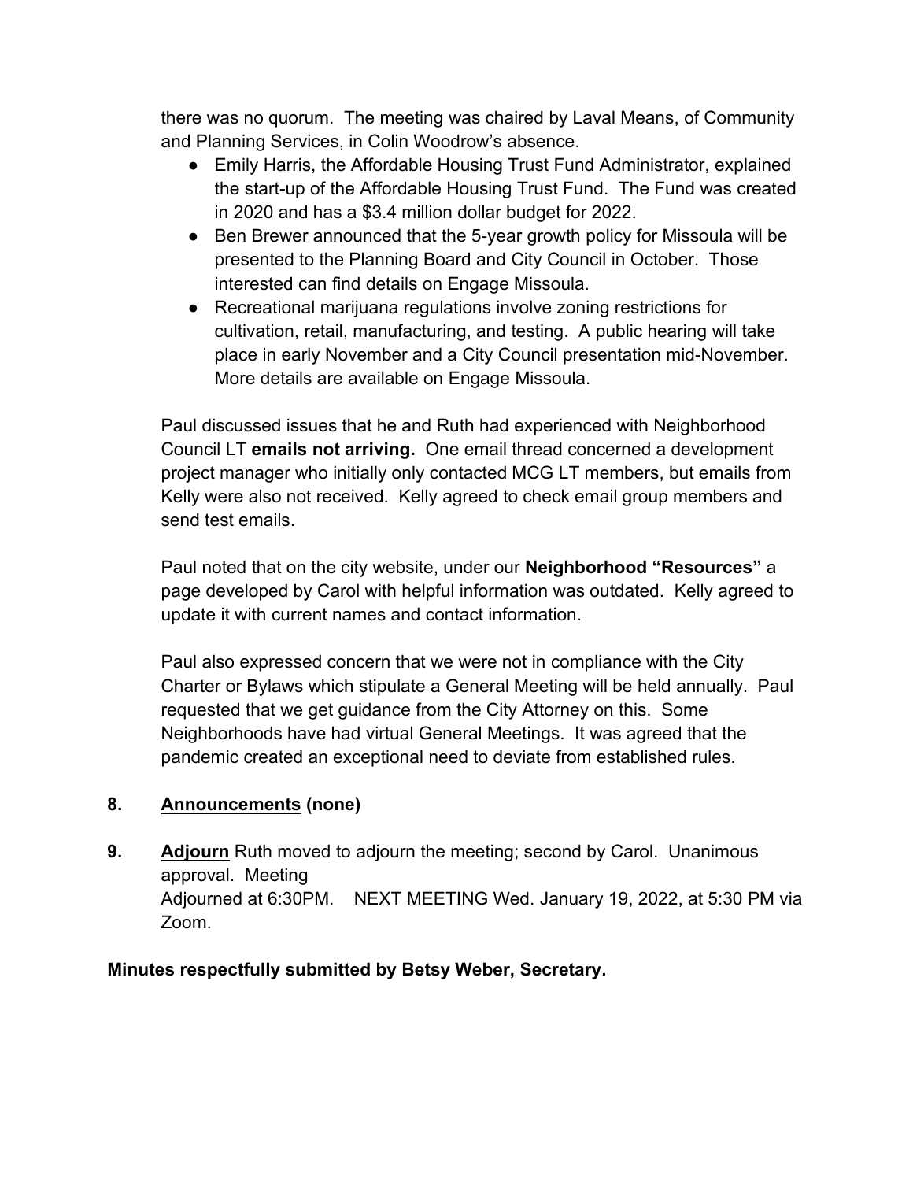there was no quorum. The meeting was chaired by Laval Means, of Community and Planning Services, in Colin Woodrow's absence.

- Emily Harris, the Affordable Housing Trust Fund Administrator, explained the start-up of the Affordable Housing Trust Fund. The Fund was created in 2020 and has a $3.4 million dollar budget for 2022.
- Ben Brewer announced that the 5-year growth policy for Missoula will be presented to the Planning Board and City Council in October. Those interested can find details on Engage Missoula.
- Recreational marijuana regulations involve zoning restrictions for cultivation, retail, manufacturing, and testing. A public hearing will take place in early November and a City Council presentation mid-November. More details are available on Engage Missoula.

Paul discussed issues that he and Ruth had experienced with Neighborhood Council LT **emails not arriving.** One email thread concerned a development project manager who initially only contacted MCG LT members, but emails from Kelly were also not received. Kelly agreed to check email group members and send test emails.

Paul noted that on the city website, under our **Neighborhood "Resources"** a page developed by Carol with helpful information was outdated. Kelly agreed to update it with current names and contact information.

Paul also expressed concern that we were not in compliance with the City Charter or Bylaws which stipulate a General Meeting will be held annually. Paul requested that we get guidance from the City Attorney on this. Some Neighborhoods have had virtual General Meetings. It was agreed that the pandemic created an exceptional need to deviate from established rules.

**8. <u>Announcements</u> (none)**

**9. <u>Adjourn</u>** Ruth moved to adjourn the meeting; second by Carol. Unanimous approval. Meeting Adjourned at 6:30PM. NEXT MEETING Wed. January 19, 2022, at 5:30 PM via Zoom.

**Minutes respectfully submitted by Betsy Weber, Secretary.**